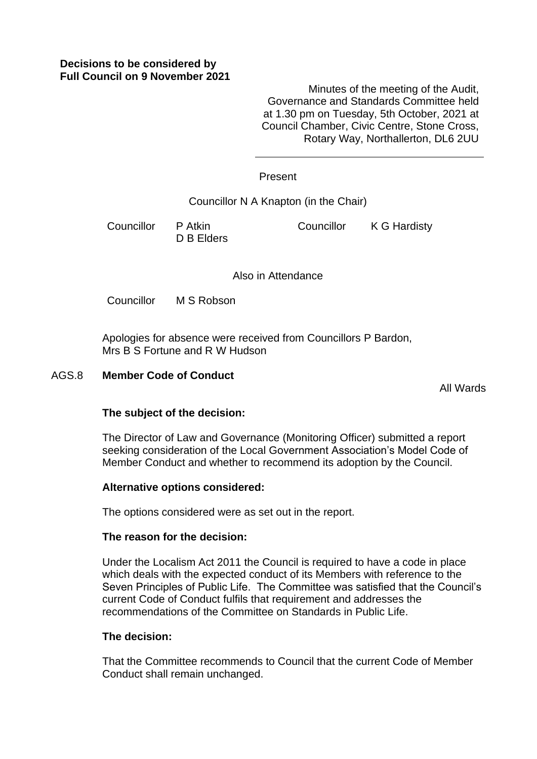**Decisions to be considered by Full Council on 9 November 2021**

Minutes of the meeting of the Audit, Governance and Standards Committee held at 1.30 pm on Tuesday, 5th October, 2021 at Council Chamber, Civic Centre, Stone Cross, Rotary Way, Northallerton, DL6 2UU

---

Present

Councillor N A Knapton (in the Chair)

| | | | |
|---|---|---|---|
| Councillor | P Atkin | Councillor | K G Hardisty |
| | D B Elders | | |

Also in Attendance

Councillor M S Robson

Apologies for absence were received from Councillors P Bardon, Mrs B S Fortune and R W Hudson

## AGS.8 **Member Code of Conduct**

All Wards

**The subject of the decision:**

The Director of Law and Governance (Monitoring Officer) submitted a report seeking consideration of the Local Government Association's Model Code of Member Conduct and whether to recommend its adoption by the Council.

**Alternative options considered:**

The options considered were as set out in the report.

**The reason for the decision:**

Under the Localism Act 2011 the Council is required to have a code in place which deals with the expected conduct of its Members with reference to the Seven Principles of Public Life. The Committee was satisfied that the Council's current Code of Conduct fulfils that requirement and addresses the recommendations of the Committee on Standards in Public Life.

**The decision:**

That the Committee recommends to Council that the current Code of Member Conduct shall remain unchanged.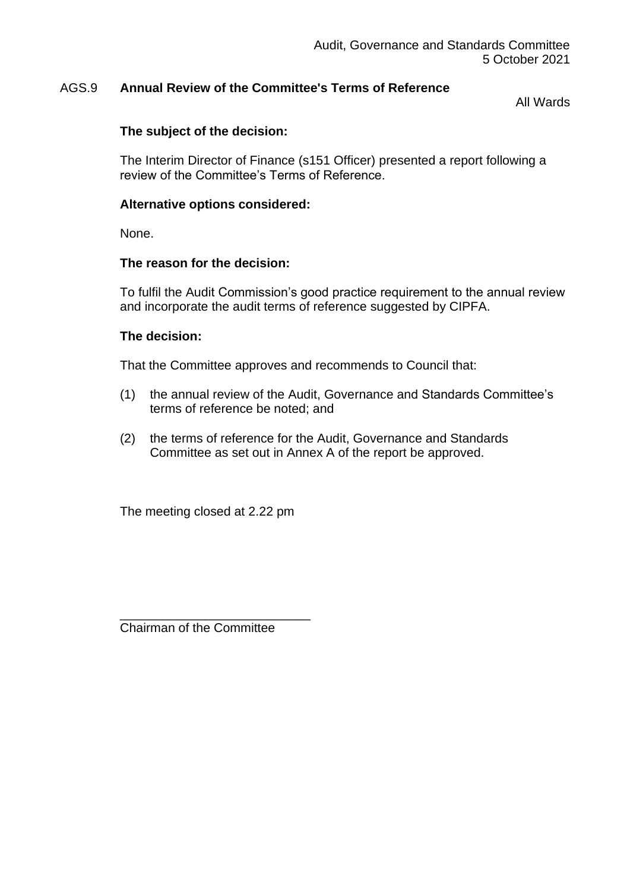### AGS.9 **Annual Review of the Committee's Terms of Reference**

All Wards

**The subject of the decision:**

The Interim Director of Finance (s151 Officer) presented a report following a review of the Committee's Terms of Reference.

**Alternative options considered:**

None.

**The reason for the decision:**

To fulfil the Audit Commission's good practice requirement to the annual review and incorporate the audit terms of reference suggested by CIPFA.

**The decision:**

That the Committee approves and recommends to Council that:

(1) the annual review of the Audit, Governance and Standards Committee's terms of reference be noted; and

(2) the terms of reference for the Audit, Governance and Standards Committee as set out in Annex A of the report be approved.

The meeting closed at 2.22 pm

___________________________
Chairman of the Committee